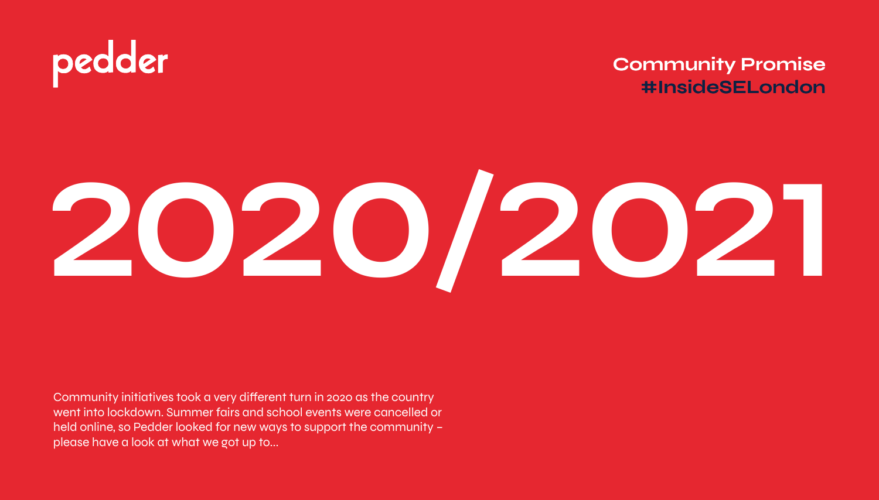pedder

**Community Promise**
**#InsideSELondon**

# 2020/2021

Community initiatives took a very different turn in 2020 as the country went into lockdown. Summer fairs and school events were cancelled or held online, so Pedder looked for new ways to support the community – please have a look at what we got up to...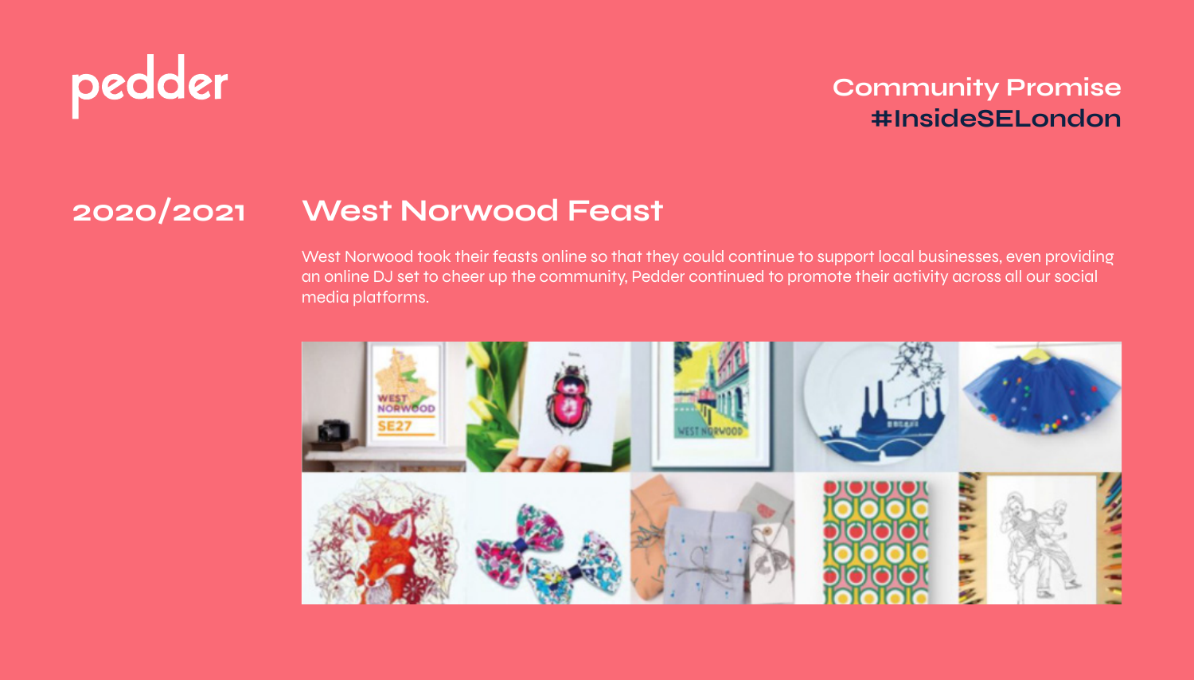pedder

Community Promise
#InsideSELondon

## 2020/2021

## West Norwood Feast

West Norwood took their feasts online so that they could continue to support local businesses, even providing an online DJ set to cheer up the community, Pedder continued to promote their activity across all our social media platforms.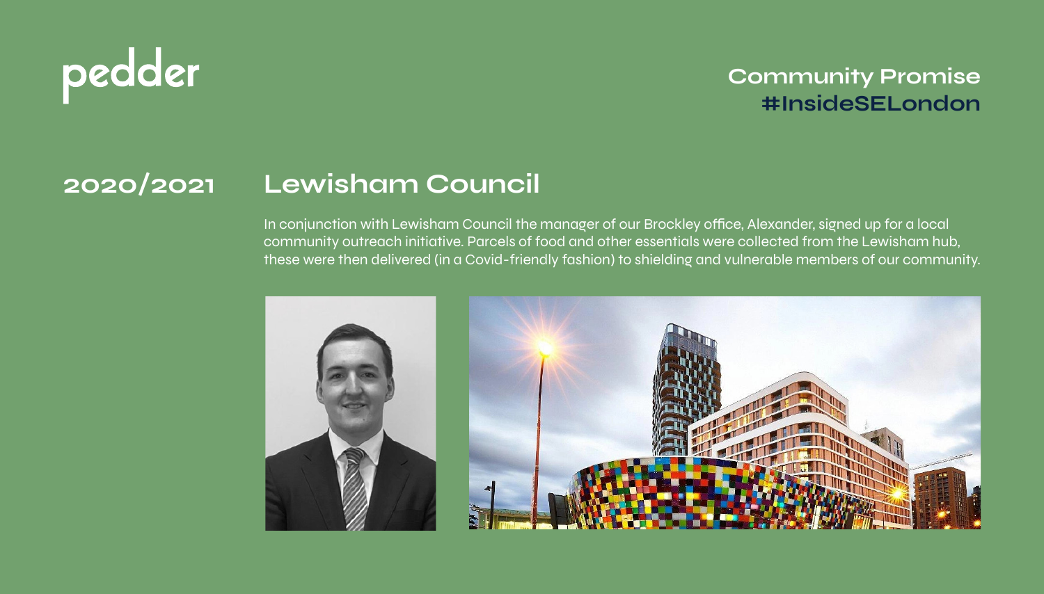pedder

Community Promise
#InsideSELondon

## 2020/2021 Lewisham Council

In conjunction with Lewisham Council the manager of our Brockley office, Alexander, signed up for a local community outreach initiative. Parcels of food and other essentials were collected from the Lewisham hub, these were then delivered (in a Covid-friendly fashion) to shielding and vulnerable members of our community.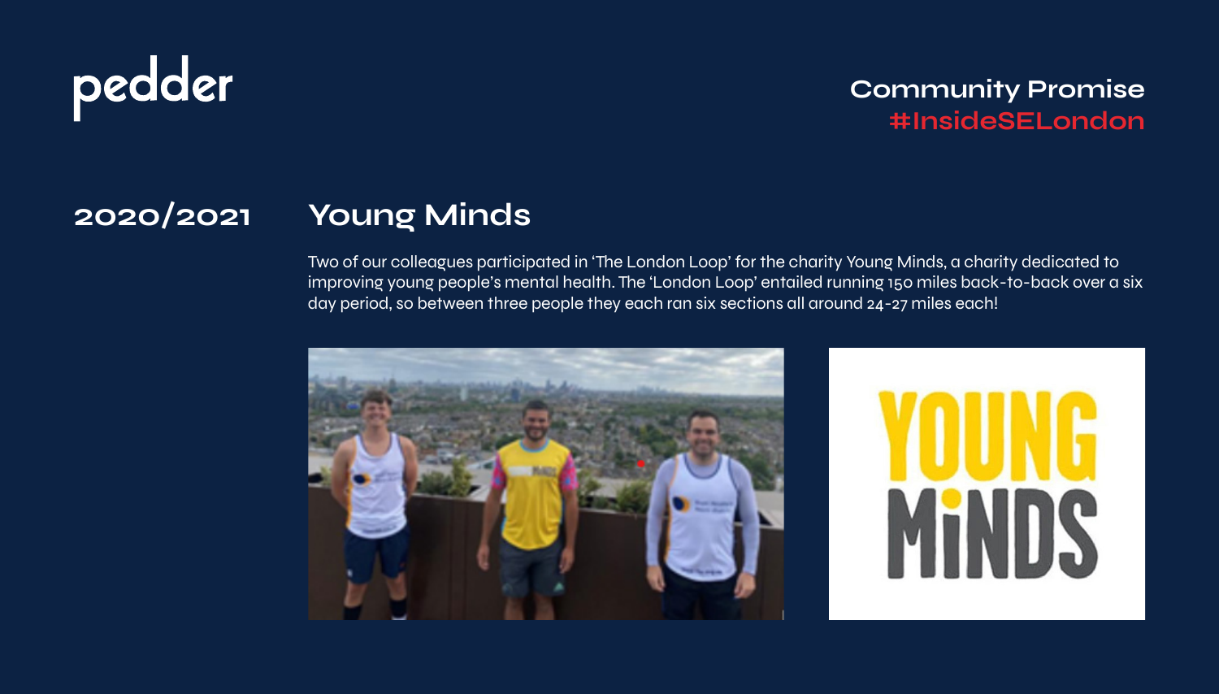pedder

Community Promise
#InsideSELondon

## 2020/2021

## Young Minds

Two of our colleagues participated in 'The London Loop' for the charity Young Minds, a charity dedicated to improving young people's mental health. The 'London Loop' entailed running 150 miles back-to-back over a six day period, so between three people they each ran six sections all around 24-27 miles each!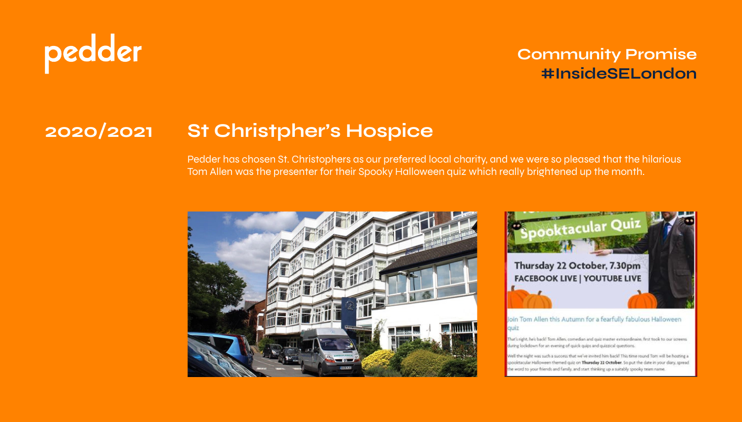pedder

**Community Promise**
**#InsideSELondon**

## 2020/2021

## St Christpher's Hospice

Pedder has chosen St. Christophers as our preferred local charity, and we were so pleased that the hilarious Tom Allen was the presenter for their Spooky Halloween quiz which really brightened up the month.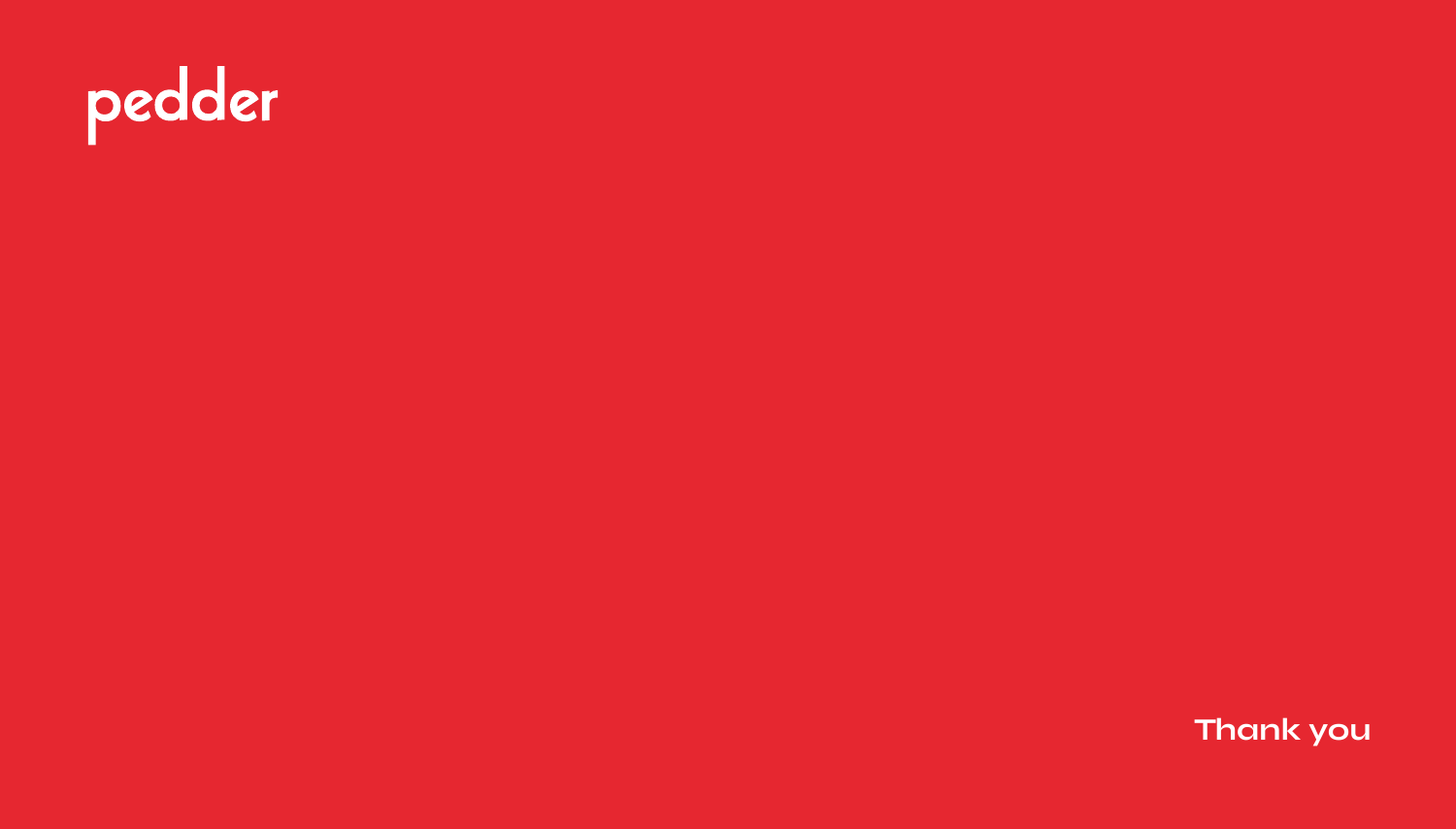pedder

Thank you